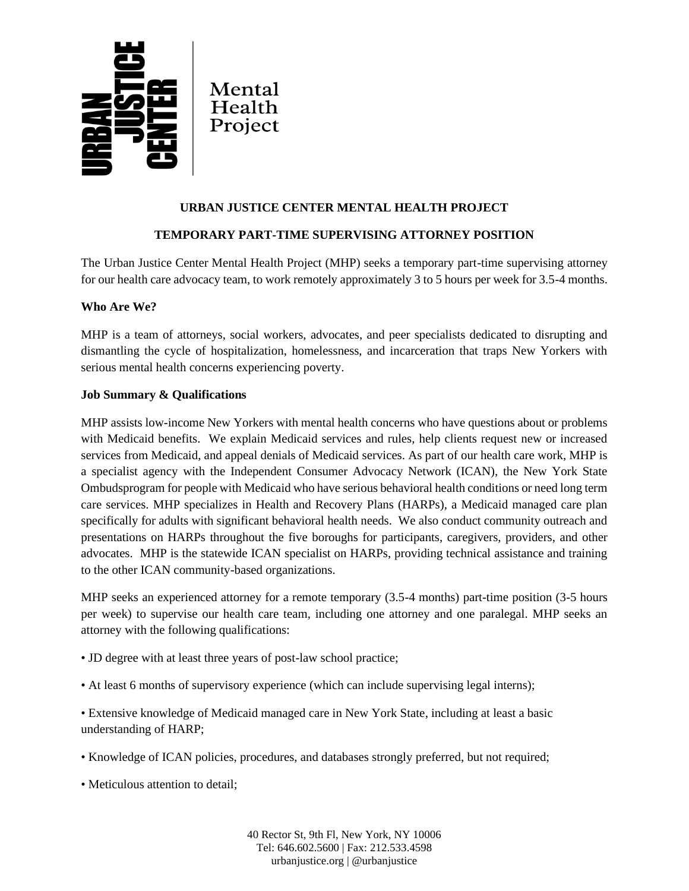URBAN JUSTICE CENTER | Mental Health Project

**URBAN JUSTICE CENTER MENTAL HEALTH PROJECT**

**TEMPORARY PART-TIME SUPERVISING ATTORNEY POSITION**

The Urban Justice Center Mental Health Project (MHP) seeks a temporary part-time supervising attorney for our health care advocacy team, to work remotely approximately 3 to 5 hours per week for 3.5-4 months.

**Who Are We?**

MHP is a team of attorneys, social workers, advocates, and peer specialists dedicated to disrupting and dismantling the cycle of hospitalization, homelessness, and incarceration that traps New Yorkers with serious mental health concerns experiencing poverty.

**Job Summary & Qualifications**

MHP assists low-income New Yorkers with mental health concerns who have questions about or problems with Medicaid benefits. We explain Medicaid services and rules, help clients request new or increased services from Medicaid, and appeal denials of Medicaid services. As part of our health care work, MHP is a specialist agency with the Independent Consumer Advocacy Network (ICAN), the New York State Ombudsprogram for people with Medicaid who have serious behavioral health conditions or need long term care services. MHP specializes in Health and Recovery Plans (HARPs), a Medicaid managed care plan specifically for adults with significant behavioral health needs. We also conduct community outreach and presentations on HARPs throughout the five boroughs for participants, caregivers, providers, and other advocates. MHP is the statewide ICAN specialist on HARPs, providing technical assistance and training to the other ICAN community-based organizations.

MHP seeks an experienced attorney for a remote temporary (3.5-4 months) part-time position (3-5 hours per week) to supervise our health care team, including one attorney and one paralegal. MHP seeks an attorney with the following qualifications:

- JD degree with at least three years of post-law school practice;
- At least 6 months of supervisory experience (which can include supervising legal interns);
- Extensive knowledge of Medicaid managed care in New York State, including at least a basic understanding of HARP;
- Knowledge of ICAN policies, procedures, and databases strongly preferred, but not required;
- Meticulous attention to detail;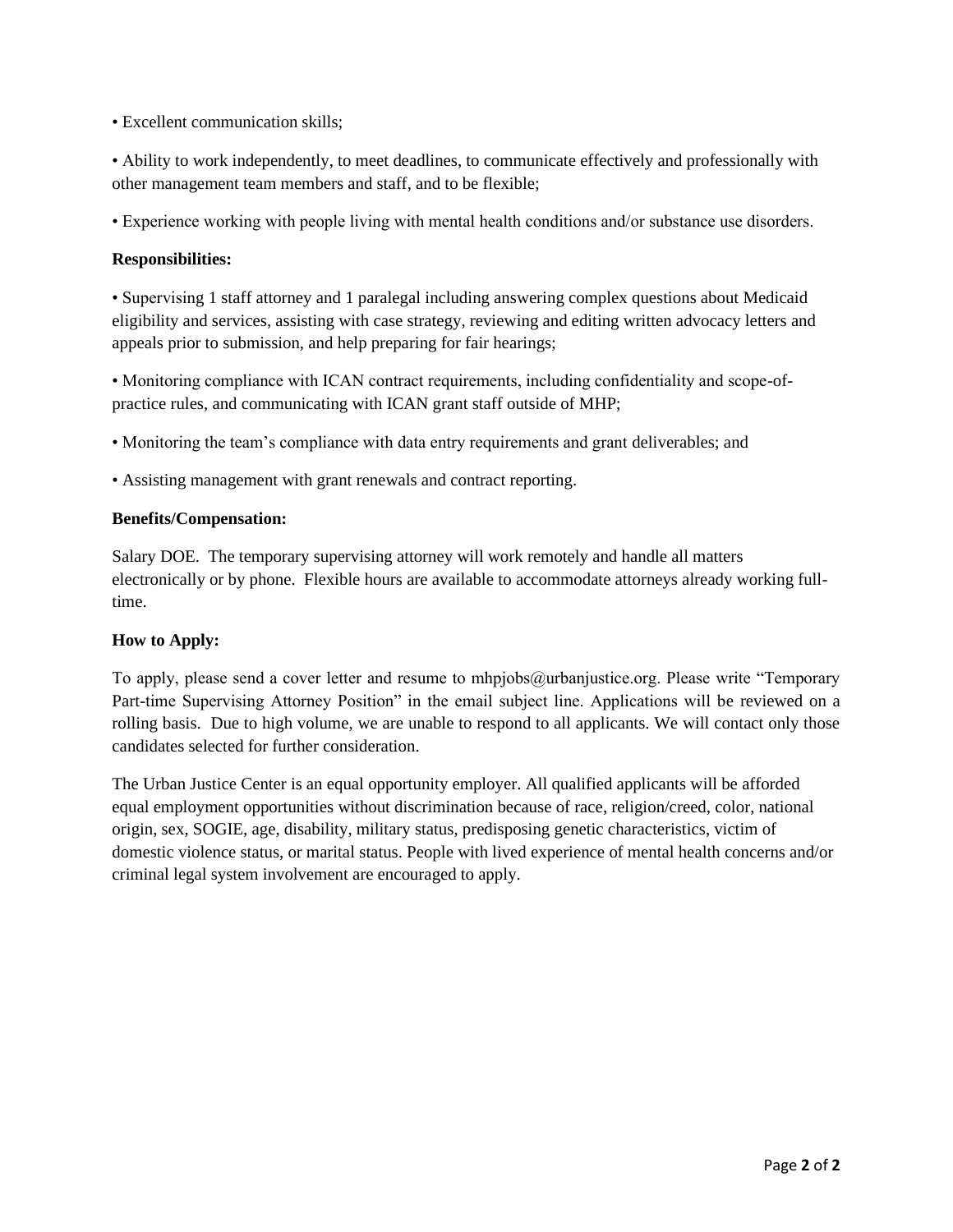• Excellent communication skills;

• Ability to work independently, to meet deadlines, to communicate effectively and professionally with other management team members and staff, and to be flexible;

• Experience working with people living with mental health conditions and/or substance use disorders.

**Responsibilities:**

• Supervising 1 staff attorney and 1 paralegal including answering complex questions about Medicaid eligibility and services, assisting with case strategy, reviewing and editing written advocacy letters and appeals prior to submission, and help preparing for fair hearings;

• Monitoring compliance with ICAN contract requirements, including confidentiality and scope-of-practice rules, and communicating with ICAN grant staff outside of MHP;

• Monitoring the team's compliance with data entry requirements and grant deliverables; and

• Assisting management with grant renewals and contract reporting.

**Benefits/Compensation:**

Salary DOE. The temporary supervising attorney will work remotely and handle all matters electronically or by phone. Flexible hours are available to accommodate attorneys already working full-time.

**How to Apply:**

To apply, please send a cover letter and resume to mhpjobs@urbanjustice.org. Please write "Temporary Part-time Supervising Attorney Position" in the email subject line. Applications will be reviewed on a rolling basis. Due to high volume, we are unable to respond to all applicants. We will contact only those candidates selected for further consideration.

The Urban Justice Center is an equal opportunity employer. All qualified applicants will be afforded equal employment opportunities without discrimination because of race, religion/creed, color, national origin, sex, SOGIE, age, disability, military status, predisposing genetic characteristics, victim of domestic violence status, or marital status. People with lived experience of mental health concerns and/or criminal legal system involvement are encouraged to apply.